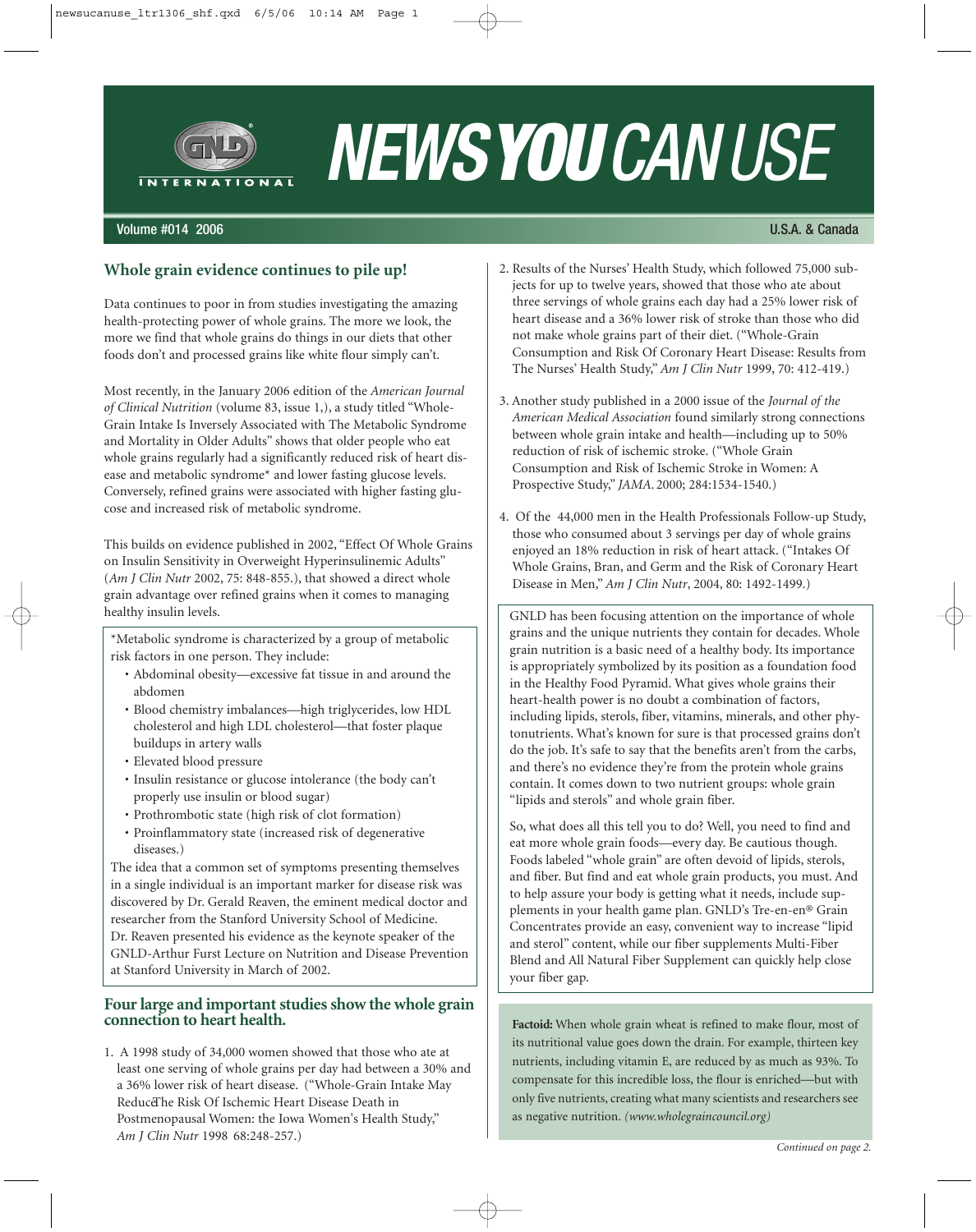# NEWS YOU CAN USE

Volume #014 2006 U.S.A. & Canada

## Whole grain evidence continues to pile up!

Data continues to poor in from studies investigating the amazing health-protecting power of whole grains. The more we look, the more we find that whole grains do things in our diets that other foods don't and processed grains like white flour simply can't.

Most recently, in the January 2006 edition of the *American Journal of Clinical Nutrition* (volume 83, issue 1,), a study titled "Whole-Grain Intake Is Inversely Associated with The Metabolic Syndrome and Mortality in Older Adults" shows that older people who eat whole grains regularly had a significantly reduced risk of heart disease and metabolic syndrome* and lower fasting glucose levels. Conversely, refined grains were associated with higher fasting glucose and increased risk of metabolic syndrome.

This builds on evidence published in 2002, "Effect Of Whole Grains on Insulin Sensitivity in Overweight Hyperinsulinemic Adults" (*Am J Clin Nutr* 2002, 75: 848-855.), that showed a direct whole grain advantage over refined grains when it comes to managing healthy insulin levels.

*Metabolic syndrome is characterized by a group of metabolic risk factors in one person. They include:

- Abdominal obesity—excessive fat tissue in and around the abdomen
- Blood chemistry imbalances—high triglycerides, low HDL cholesterol and high LDL cholesterol—that foster plaque buildups in artery walls
- Elevated blood pressure
- Insulin resistance or glucose intolerance (the body can't properly use insulin or blood sugar)
- Prothrombotic state (high risk of clot formation)
- Proinflammatory state (increased risk of degenerative diseases.)

The idea that a common set of symptoms presenting themselves in a single individual is an important marker for disease risk was discovered by Dr. Gerald Reaven, the eminent medical doctor and researcher from the Stanford University School of Medicine. Dr. Reaven presented his evidence as the keynote speaker of the GNLD-Arthur Furst Lecture on Nutrition and Disease Prevention at Stanford University in March of 2002.

## Four large and important studies show the whole grain connection to heart health.

1. A 1998 study of 34,000 women showed that those who ate at least one serving of whole grains per day had between a 30% and a 36% lower risk of heart disease. ("Whole-Grain Intake May ReduceThe Risk Of Ischemic Heart Disease Death in Postmenopausal Women: the Iowa Women's Health Study," *Am J Clin Nutr* 1998 68:248-257.)

2. Results of the Nurses' Health Study, which followed 75,000 subjects for up to twelve years, showed that those who ate about three servings of whole grains each day had a 25% lower risk of heart disease and a 36% lower risk of stroke than those who did not make whole grains part of their diet. ("Whole-Grain Consumption and Risk Of Coronary Heart Disease: Results from The Nurses' Health Study," *Am J Clin Nutr* 1999, 70: 412-419.)

3. Another study published in a 2000 issue of the *Journal of the American Medical Association* found similarly strong connections between whole grain intake and health—including up to 50% reduction of risk of ischemic stroke. ("Whole Grain Consumption and Risk of Ischemic Stroke in Women: A Prospective Study," *JAMA*. 2000; 284:1534-1540.)

4. Of the 44,000 men in the Health Professionals Follow-up Study, those who consumed about 3 servings per day of whole grains enjoyed an 18% reduction in risk of heart attack. ("Intakes Of Whole Grains, Bran, and Germ and the Risk of Coronary Heart Disease in Men," *Am J Clin Nutr*, 2004, 80: 1492-1499.)

GNLD has been focusing attention on the importance of whole grains and the unique nutrients they contain for decades. Whole grain nutrition is a basic need of a healthy body. Its importance is appropriately symbolized by its position as a foundation food in the Healthy Food Pyramid. What gives whole grains their heart-health power is no doubt a combination of factors, including lipids, sterols, fiber, vitamins, minerals, and other phytonutrients. What's known for sure is that processed grains don't do the job. It's safe to say that the benefits aren't from the carbs, and there's no evidence they're from the protein whole grains contain. It comes down to two nutrient groups: whole grain "lipids and sterols" and whole grain fiber.

So, what does all this tell you to do? Well, you need to find and eat more whole grain foods—every day. Be cautious though. Foods labeled "whole grain" are often devoid of lipids, sterols, and fiber. But find and eat whole grain products, you must. And to help assure your body is getting what it needs, include supplements in your health game plan. GNLD's Tre-en-en® Grain Concentrates provide an easy, convenient way to increase "lipid and sterol" content, while our fiber supplements Multi-Fiber Blend and All Natural Fiber Supplement can quickly help close your fiber gap.

**Factoid:** When whole grain wheat is refined to make flour, most of its nutritional value goes down the drain. For example, thirteen key nutrients, including vitamin E, are reduced by as much as 93%. To compensate for this incredible loss, the flour is enriched—but with only five nutrients, creating what many scientists and researchers see as negative nutrition. *(www.wholegraincouncil.org)*

*Continued on page 2.*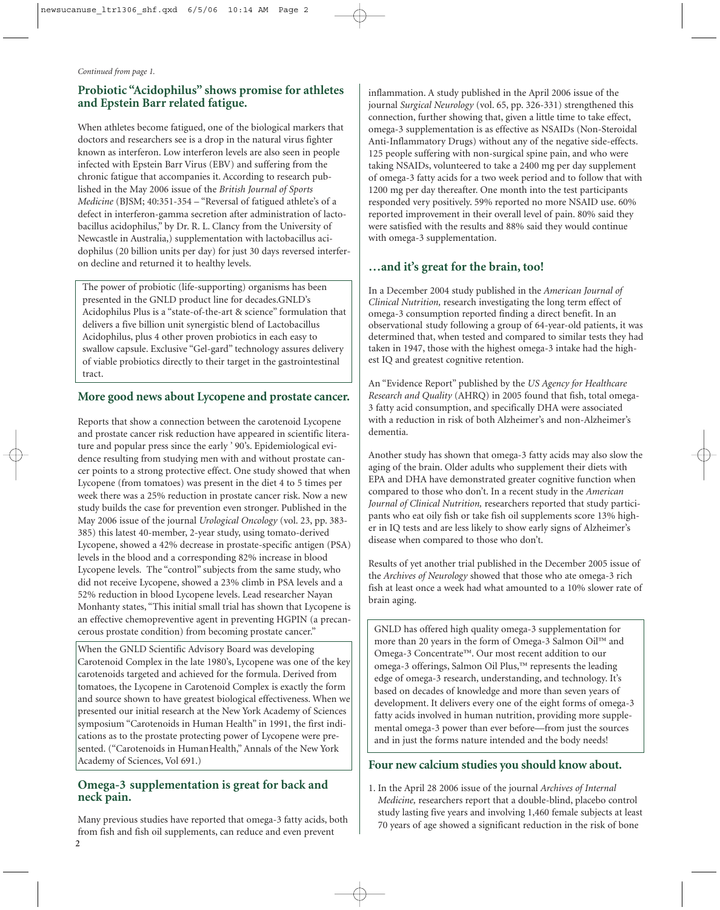*Continued from page 1.*

## Probiotic "Acidophilus" shows promise for athletes and Epstein Barr related fatigue.

When athletes become fatigued, one of the biological markers that doctors and researchers see is a drop in the natural virus fighter known as interferon. Low interferon levels are also seen in people infected with Epstein Barr Virus (EBV) and suffering from the chronic fatigue that accompanies it. According to research published in the May 2006 issue of the *British Journal of Sports Medicine* (BJSM; 40:351-354 – "Reversal of fatigued athlete's of a defect in interferon-gamma secretion after administration of lactobacillus acidophilus," by Dr. R. L. Clancy from the University of Newcastle in Australia,) supplementation with lactobacillus acidophilus (20 billion units per day) for just 30 days reversed interferon decline and returned it to healthy levels.

> The power of probiotic (life-supporting) organisms has been presented in the GNLD product line for decades.GNLD's Acidophilus Plus is a "state-of-the-art & science" formulation that delivers a five billion unit synergistic blend of Lactobacillus Acidophilus, plus 4 other proven probiotics in each easy to swallow capsule. Exclusive "Gel-gard" technology assures delivery of viable probiotics directly to their target in the gastrointestinal tract.

## More good news about Lycopene and prostate cancer.

Reports that show a connection between the carotenoid Lycopene and prostate cancer risk reduction have appeared in scientific literature and popular press since the early ' 90's. Epidemiological evidence resulting from studying men with and without prostate cancer points to a strong protective effect. One study showed that when Lycopene (from tomatoes) was present in the diet 4 to 5 times per week there was a 25% reduction in prostate cancer risk. Now a new study builds the case for prevention even stronger. Published in the May 2006 issue of the journal *Urological Oncology* (vol. 23, pp. 383-385) this latest 40-member, 2-year study, using tomato-derived Lycopene, showed a 42% decrease in prostate-specific antigen (PSA) levels in the blood and a corresponding 82% increase in blood Lycopene levels. The "control" subjects from the same study, who did not receive Lycopene, showed a 23% climb in PSA levels and a 52% reduction in blood Lycopene levels. Lead researcher Nayan Monhanty states, "This initial small trial has shown that Lycopene is an effective chemopreventive agent in preventing HGPIN (a precancerous prostate condition) from becoming prostate cancer."

> When the GNLD Scientific Advisory Board was developing Carotenoid Complex in the late 1980's, Lycopene was one of the key carotenoids targeted and achieved for the formula. Derived from tomatoes, the Lycopene in Carotenoid Complex is exactly the form and source shown to have greatest biological effectiveness. When we presented our initial research at the New York Academy of Sciences symposium "Carotenoids in Human Health" in 1991, the first indications as to the prostate protecting power of Lycopene were presented. ("Carotenoids in HumanHealth," Annals of the New York Academy of Sciences, Vol 691.)

## Omega-3 supplementation is great for back and neck pain.

Many previous studies have reported that omega-3 fatty acids, both from fish and fish oil supplements, can reduce and even prevent inflammation. A study published in the April 2006 issue of the journal *Surgical Neurology* (vol. 65, pp. 326-331) strengthened this connection, further showing that, given a little time to take effect, omega-3 supplementation is as effective as NSAIDs (Non-Steroidal Anti-Inflammatory Drugs) without any of the negative side-effects. 125 people suffering with non-surgical spine pain, and who were taking NSAIDs, volunteered to take a 2400 mg per day supplement of omega-3 fatty acids for a two week period and to follow that with 1200 mg per day thereafter. One month into the test participants responded very positively. 59% reported no more NSAID use. 60% reported improvement in their overall level of pain. 80% said they were satisfied with the results and 88% said they would continue with omega-3 supplementation.

## …and it's great for the brain, too!

In a December 2004 study published in the *American Journal of Clinical Nutrition,* research investigating the long term effect of omega-3 consumption reported finding a direct benefit. In an observational study following a group of 64-year-old patients, it was determined that, when tested and compared to similar tests they had taken in 1947, those with the highest omega-3 intake had the highest IQ and greatest cognitive retention.

An "Evidence Report" published by the *US Agency for Healthcare Research and Quality* (AHRQ) in 2005 found that fish, total omega-3 fatty acid consumption, and specifically DHA were associated with a reduction in risk of both Alzheimer's and non-Alzheimer's dementia.

Another study has shown that omega-3 fatty acids may also slow the aging of the brain. Older adults who supplement their diets with EPA and DHA have demonstrated greater cognitive function when compared to those who don't. In a recent study in the *American Journal of Clinical Nutrition,* researchers reported that study participants who eat oily fish or take fish oil supplements score 13% higher in IQ tests and are less likely to show early signs of Alzheimer's disease when compared to those who don't.

Results of yet another trial published in the December 2005 issue of the *Archives of Neurology* showed that those who ate omega-3 rich fish at least once a week had what amounted to a 10% slower rate of brain aging.

> GNLD has offered high quality omega-3 supplementation for more than 20 years in the form of Omega-3 Salmon Oil™ and Omega-3 Concentrate™. Our most recent addition to our omega-3 offerings, Salmon Oil Plus,™ represents the leading edge of omega-3 research, understanding, and technology. It's based on decades of knowledge and more than seven years of development. It delivers every one of the eight forms of omega-3 fatty acids involved in human nutrition, providing more supplemental omega-3 power than ever before—from just the sources and in just the forms nature intended and the body needs!

## Four new calcium studies you should know about.

1. In the April 28 2006 issue of the journal *Archives of Internal Medicine,* researchers report that a double-blind, placebo control study lasting five years and involving 1,460 female subjects at least 70 years of age showed a significant reduction in the risk of bone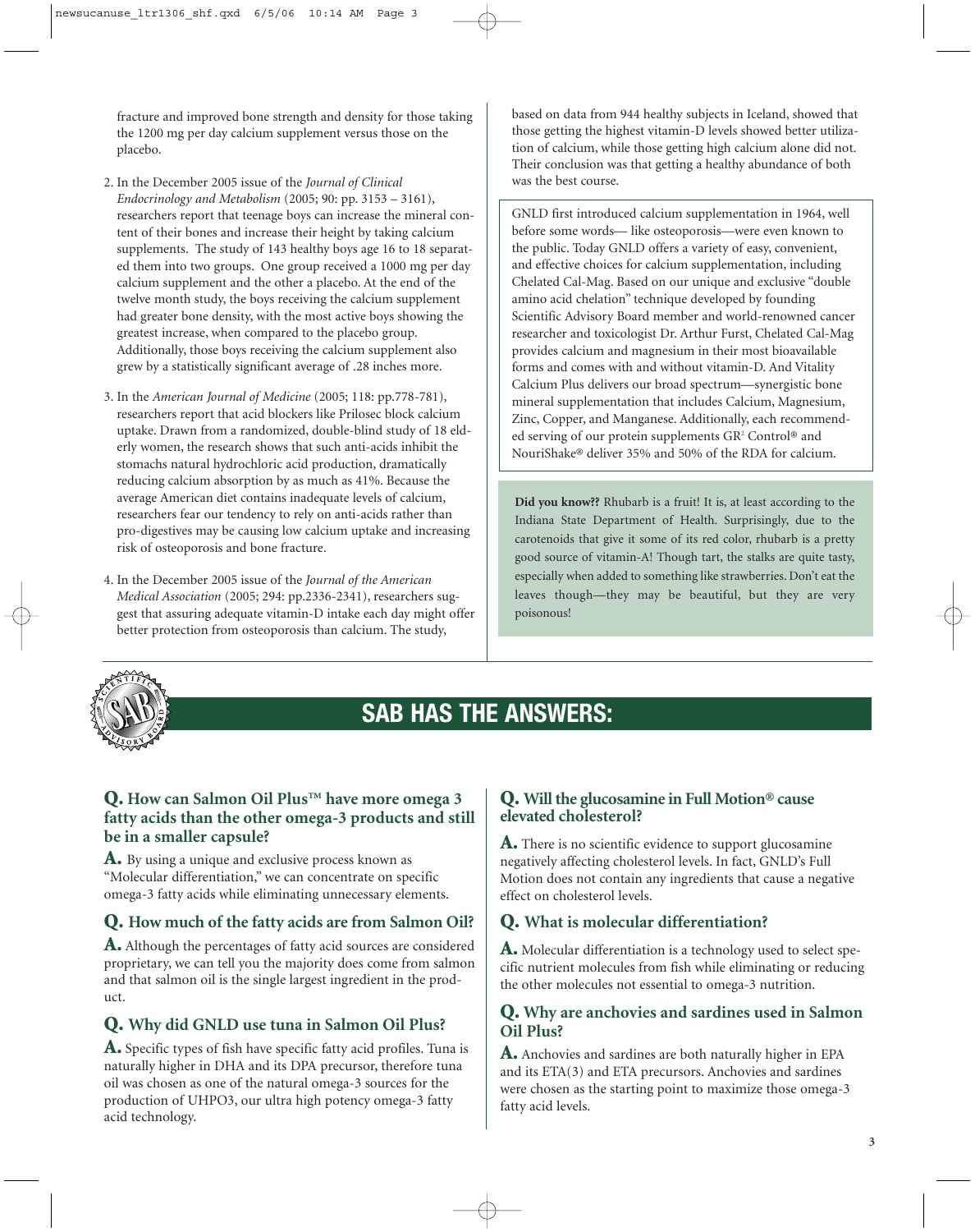fracture and improved bone strength and density for those taking the 1200 mg per day calcium supplement versus those on the placebo.

2. In the December 2005 issue of the *Journal of Clinical Endocrinology and Metabolism* (2005; 90: pp. 3153 – 3161), researchers report that teenage boys can increase the mineral content of their bones and increase their height by taking calcium supplements. The study of 143 healthy boys age 16 to 18 separated them into two groups. One group received a 1000 mg per day calcium supplement and the other a placebo. At the end of the twelve month study, the boys receiving the calcium supplement had greater bone density, with the most active boys showing the greatest increase, when compared to the placebo group. Additionally, those boys receiving the calcium supplement also grew by a statistically significant average of .28 inches more.

3. In the *American Journal of Medicine* (2005; 118: pp.778-781), researchers report that acid blockers like Prilosec block calcium uptake. Drawn from a randomized, double-blind study of 18 elderly women, the research shows that such anti-acids inhibit the stomachs natural hydrochloric acid production, dramatically reducing calcium absorption by as much as 41%. Because the average American diet contains inadequate levels of calcium, researchers fear our tendency to rely on anti-acids rather than pro-digestives may be causing low calcium uptake and increasing risk of osteoporosis and bone fracture.

4. In the December 2005 issue of the *Journal of the American Medical Association* (2005; 294: pp.2336-2341), researchers suggest that assuring adequate vitamin-D intake each day might offer better protection from osteoporosis than calcium. The study, based on data from 944 healthy subjects in Iceland, showed that those getting the highest vitamin-D levels showed better utilization of calcium, while those getting high calcium alone did not. Their conclusion was that getting a healthy abundance of both was the best course.

GNLD first introduced calcium supplementation in 1964, well before some words— like osteoporosis—were even known to the public. Today GNLD offers a variety of easy, convenient, and effective choices for calcium supplementation, including Chelated Cal-Mag. Based on our unique and exclusive "double amino acid chelation" technique developed by founding Scientific Advisory Board member and world-renowned cancer researcher and toxicologist Dr. Arthur Furst, Chelated Cal-Mag provides calcium and magnesium in their most bioavailable forms and comes with and without vitamin-D. And Vitality Calcium Plus delivers our broad spectrum—synergistic bone mineral supplementation that includes Calcium, Magnesium, Zinc, Copper, and Manganese. Additionally, each recommended serving of our protein supplements GR[2] Control® and NouriShake® deliver 35% and 50% of the RDA for calcium.

**Did you know??** Rhubarb is a fruit! It is, at least according to the Indiana State Department of Health. Surprisingly, due to the carotenoids that give it some of its red color, rhubarb is a pretty good source of vitamin-A! Though tart, the stalks are quite tasty, especially when added to something like strawberries. Don't eat the leaves though—they may be beautiful, but they are very poisonous!

## SAB HAS THE ANSWERS:

### Q. How can Salmon Oil Plus™ have more omega 3 fatty acids than the other omega-3 products and still be in a smaller capsule?

**A.** By using a unique and exclusive process known as "Molecular differentiation," we can concentrate on specific omega-3 fatty acids while eliminating unnecessary elements.

### Q. How much of the fatty acids are from Salmon Oil?

**A.** Although the percentages of fatty acid sources are considered proprietary, we can tell you the majority does come from salmon and that salmon oil is the single largest ingredient in the product.

### Q. Why did GNLD use tuna in Salmon Oil Plus?

**A.** Specific types of fish have specific fatty acid profiles. Tuna is naturally higher in DHA and its DPA precursor, therefore tuna oil was chosen as one of the natural omega-3 sources for the production of UHPO3, our ultra high potency omega-3 fatty acid technology.

### Q. Will the glucosamine in Full Motion® cause elevated cholesterol?

**A.** There is no scientific evidence to support glucosamine negatively affecting cholesterol levels. In fact, GNLD's Full Motion does not contain any ingredients that cause a negative effect on cholesterol levels.

### Q. What is molecular differentiation?

**A.** Molecular differentiation is a technology used to select specific nutrient molecules from fish while eliminating or reducing the other molecules not essential to omega-3 nutrition.

### Q. Why are anchovies and sardines used in Salmon Oil Plus?

**A.** Anchovies and sardines are both naturally higher in EPA and its ETA(3) and ETA precursors. Anchovies and sardines were chosen as the starting point to maximize those omega-3 fatty acid levels.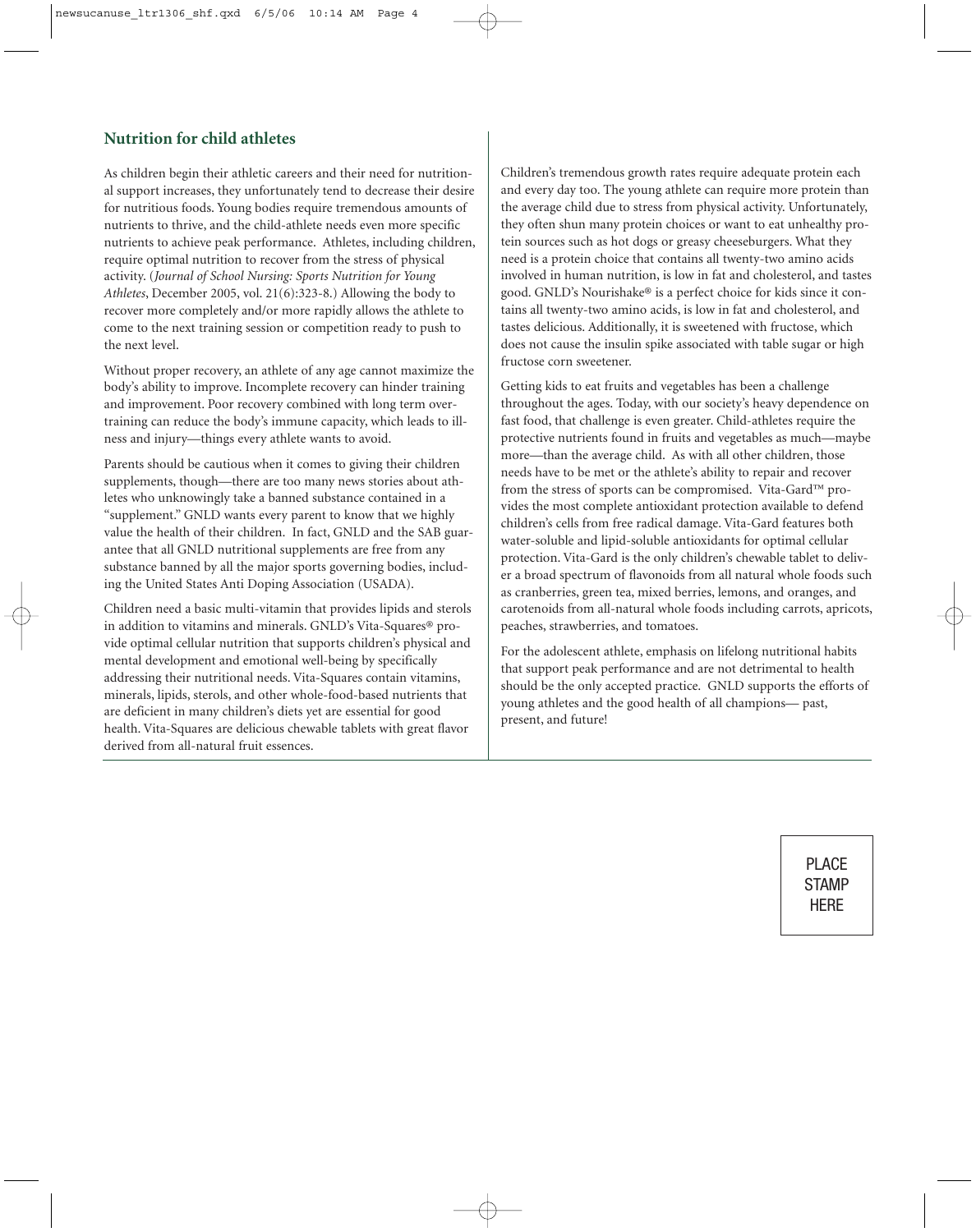## Nutrition for child athletes

As children begin their athletic careers and their need for nutritional support increases, they unfortunately tend to decrease their desire for nutritious foods. Young bodies require tremendous amounts of nutrients to thrive, and the child-athlete needs even more specific nutrients to achieve peak performance. Athletes, including children, require optimal nutrition to recover from the stress of physical activity. (*Journal of School Nursing: Sports Nutrition for Young Athletes*, December 2005, vol. 21(6):323-8.) Allowing the body to recover more completely and/or more rapidly allows the athlete to come to the next training session or competition ready to push to the next level.

Without proper recovery, an athlete of any age cannot maximize the body's ability to improve. Incomplete recovery can hinder training and improvement. Poor recovery combined with long term overtraining can reduce the body's immune capacity, which leads to illness and injury—things every athlete wants to avoid.

Parents should be cautious when it comes to giving their children supplements, though—there are too many news stories about athletes who unknowingly take a banned substance contained in a "supplement." GNLD wants every parent to know that we highly value the health of their children. In fact, GNLD and the SAB guarantee that all GNLD nutritional supplements are free from any substance banned by all the major sports governing bodies, including the United States Anti Doping Association (USADA).

Children need a basic multi-vitamin that provides lipids and sterols in addition to vitamins and minerals. GNLD's Vita-Squares® provide optimal cellular nutrition that supports children's physical and mental development and emotional well-being by specifically addressing their nutritional needs. Vita-Squares contain vitamins, minerals, lipids, sterols, and other whole-food-based nutrients that are deficient in many children's diets yet are essential for good health. Vita-Squares are delicious chewable tablets with great flavor derived from all-natural fruit essences.

Children's tremendous growth rates require adequate protein each and every day too. The young athlete can require more protein than the average child due to stress from physical activity. Unfortunately, they often shun many protein choices or want to eat unhealthy protein sources such as hot dogs or greasy cheeseburgers. What they need is a protein choice that contains all twenty-two amino acids involved in human nutrition, is low in fat and cholesterol, and tastes good. GNLD's Nourishake® is a perfect choice for kids since it contains all twenty-two amino acids, is low in fat and cholesterol, and tastes delicious. Additionally, it is sweetened with fructose, which does not cause the insulin spike associated with table sugar or high fructose corn sweetener.

Getting kids to eat fruits and vegetables has been a challenge throughout the ages. Today, with our society's heavy dependence on fast food, that challenge is even greater. Child-athletes require the protective nutrients found in fruits and vegetables as much—maybe more—than the average child. As with all other children, those needs have to be met or the athlete's ability to repair and recover from the stress of sports can be compromised. Vita-Gard™ provides the most complete antioxidant protection available to defend children's cells from free radical damage. Vita-Gard features both water-soluble and lipid-soluble antioxidants for optimal cellular protection. Vita-Gard is the only children's chewable tablet to deliver a broad spectrum of flavonoids from all natural whole foods such as cranberries, green tea, mixed berries, lemons, and oranges, and carotenoids from all-natural whole foods including carrots, apricots, peaches, strawberries, and tomatoes.

For the adolescent athlete, emphasis on lifelong nutritional habits that support peak performance and are not detrimental to health should be the only accepted practice. GNLD supports the efforts of young athletes and the good health of all champions— past, present, and future!

PLACE STAMP HERE